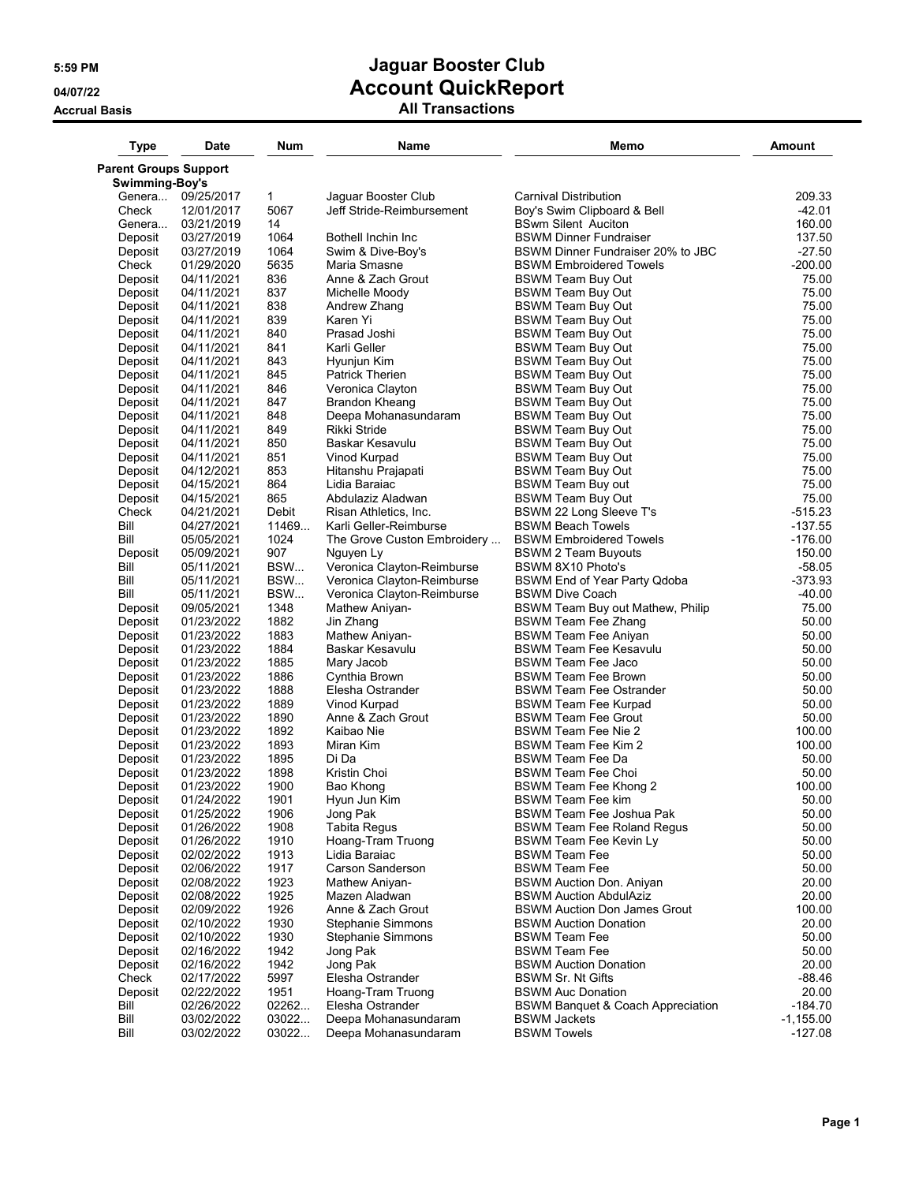# Jaguar Booster Club
## Account QuickReport
### All Transactions

5:59 PM
04/07/22
Accrual Basis

| Type | Date | Num | Name | Memo | Amount |
|---|---|---|---|---|---|
| **Parent Groups Support** | | | | | |
| **Swimming-Boy's** | | | | | |
| Genera... | 09/25/2017 | 1 | Jaguar Booster Club | Carnival Distribution | 209.33 |
| Check | 12/01/2017 | 5067 | Jeff Stride-Reimbursement | Boy's Swim Clipboard & Bell | -42.01 |
| Genera... | 03/21/2019 | 14 | | BSwm Silent Auciton | 160.00 |
| Deposit | 03/27/2019 | 1064 | Bothell Inchin Inc | BSWM Dinner Fundraiser | 137.50 |
| Deposit | 03/27/2019 | 1064 | Swim & Dive-Boy's | BSWM Dinner Fundraiser 20% to JBC | -27.50 |
| Check | 01/29/2020 | 5635 | Maria Smasne | BSWM Embroidered Towels | -200.00 |
| Deposit | 04/11/2021 | 836 | Anne & Zach Grout | BSWM Team Buy Out | 75.00 |
| Deposit | 04/11/2021 | 837 | Michelle Moody | BSWM Team Buy Out | 75.00 |
| Deposit | 04/11/2021 | 838 | Andrew Zhang | BSWM Team Buy Out | 75.00 |
| Deposit | 04/11/2021 | 839 | Karen Yi | BSWM Team Buy Out | 75.00 |
| Deposit | 04/11/2021 | 840 | Prasad Joshi | BSWM Team Buy Out | 75.00 |
| Deposit | 04/11/2021 | 841 | Karli Geller | BSWM Team Buy Out | 75.00 |
| Deposit | 04/11/2021 | 843 | Hyunjun Kim | BSWM Team Buy Out | 75.00 |
| Deposit | 04/11/2021 | 845 | Patrick Therien | BSWM Team Buy Out | 75.00 |
| Deposit | 04/11/2021 | 846 | Veronica Clayton | BSWM Team Buy Out | 75.00 |
| Deposit | 04/11/2021 | 847 | Brandon Kheang | BSWM Team Buy Out | 75.00 |
| Deposit | 04/11/2021 | 848 | Deepa Mohanasundaram | BSWM Team Buy Out | 75.00 |
| Deposit | 04/11/2021 | 849 | Rikki Stride | BSWM Team Buy Out | 75.00 |
| Deposit | 04/11/2021 | 850 | Baskar Kesavulu | BSWM Team Buy Out | 75.00 |
| Deposit | 04/11/2021 | 851 | Vinod Kurpad | BSWM Team Buy Out | 75.00 |
| Deposit | 04/12/2021 | 853 | Hitanshu Prajapati | BSWM Team Buy Out | 75.00 |
| Deposit | 04/15/2021 | 864 | Lidia Baraiac | BSWM Team Buy out | 75.00 |
| Deposit | 04/15/2021 | 865 | Abdulaziz Aladwan | BSWM Team Buy Out | 75.00 |
| Check | 04/21/2021 | Debit | Risan Athletics, Inc. | BSWM 22 Long Sleeve T's | -515.23 |
| Bill | 04/27/2021 | 11469... | Karli Geller-Reimburse | BSWM Beach Towels | -137.55 |
| Bill | 05/05/2021 | 1024 | The Grove Custon Embroidery ... | BSWM Embroidered Towels | -176.00 |
| Deposit | 05/09/2021 | 907 | Nguyen Ly | BSWM 2 Team Buyouts | 150.00 |
| Bill | 05/11/2021 | BSW... | Veronica Clayton-Reimburse | BSWM 8X10 Photo's | -58.05 |
| Bill | 05/11/2021 | BSW... | Veronica Clayton-Reimburse | BSWM End of Year Party Qdoba | -373.93 |
| Bill | 05/11/2021 | BSW... | Veronica Clayton-Reimburse | BSWM Dive Coach | -40.00 |
| Deposit | 09/05/2021 | 1348 | Mathew Aniyan- | BSWM Team Buy out Mathew, Philip | 75.00 |
| Deposit | 01/23/2022 | 1882 | Jin Zhang | BSWM Team Fee Zhang | 50.00 |
| Deposit | 01/23/2022 | 1883 | Mathew Aniyan- | BSWM Team Fee Aniyan | 50.00 |
| Deposit | 01/23/2022 | 1884 | Baskar Kesavulu | BSWM Team Fee Kesavulu | 50.00 |
| Deposit | 01/23/2022 | 1885 | Mary Jacob | BSWM Team Fee Jaco | 50.00 |
| Deposit | 01/23/2022 | 1886 | Cynthia Brown | BSWM Team Fee Brown | 50.00 |
| Deposit | 01/23/2022 | 1888 | Elesha Ostrander | BSWM Team Fee Ostrander | 50.00 |
| Deposit | 01/23/2022 | 1889 | Vinod Kurpad | BSWM Team Fee Kurpad | 50.00 |
| Deposit | 01/23/2022 | 1890 | Anne & Zach Grout | BSWM Team Fee Grout | 50.00 |
| Deposit | 01/23/2022 | 1892 | Kaibao Nie | BSWM Team Fee Nie 2 | 100.00 |
| Deposit | 01/23/2022 | 1893 | Miran Kim | BSWM Team Fee Kim 2 | 100.00 |
| Deposit | 01/23/2022 | 1895 | Di Da | BSWM Team Fee Da | 50.00 |
| Deposit | 01/23/2022 | 1898 | Kristin Choi | BSWM Team Fee Choi | 50.00 |
| Deposit | 01/23/2022 | 1900 | Bao Khong | BSWM Team Fee Khong 2 | 100.00 |
| Deposit | 01/24/2022 | 1901 | Hyun Jun Kim | BSWM Team Fee kim | 50.00 |
| Deposit | 01/25/2022 | 1906 | Jong Pak | BSWM Team Fee Joshua Pak | 50.00 |
| Deposit | 01/26/2022 | 1908 | Tabita Regus | BSWM Team Fee Roland Regus | 50.00 |
| Deposit | 01/26/2022 | 1910 | Hoang-Tram Truong | BSWM Team Fee Kevin Ly | 50.00 |
| Deposit | 02/02/2022 | 1913 | Lidia Baraiac | BSWM Team Fee | 50.00 |
| Deposit | 02/06/2022 | 1917 | Carson Sanderson | BSWM Team Fee | 50.00 |
| Deposit | 02/08/2022 | 1923 | Mathew Aniyan- | BSWM Auction Don. Aniyan | 20.00 |
| Deposit | 02/08/2022 | 1925 | Mazen Aladwan | BSWM Auction AbdulAziz | 20.00 |
| Deposit | 02/09/2022 | 1926 | Anne & Zach Grout | BSWM Auction Don James Grout | 100.00 |
| Deposit | 02/10/2022 | 1930 | Stephanie Simmons | BSWM Auction Donation | 20.00 |
| Deposit | 02/10/2022 | 1930 | Stephanie Simmons | BSWM Team Fee | 50.00 |
| Deposit | 02/16/2022 | 1942 | Jong Pak | BSWM Team Fee | 50.00 |
| Deposit | 02/16/2022 | 1942 | Jong Pak | BSWM Auction Donation | 20.00 |
| Check | 02/17/2022 | 5997 | Elesha Ostrander | BSWM Sr. Nt Gifts | -88.46 |
| Deposit | 02/22/2022 | 1951 | Hoang-Tram Truong | BSWM Auc Donation | 20.00 |
| Bill | 02/26/2022 | 02262... | Elesha Ostrander | BSWM Banquet & Coach Appreciation | -184.70 |
| Bill | 03/02/2022 | 03022... | Deepa Mohanasundaram | BSWM Jackets | -1,155.00 |
| Bill | 03/02/2022 | 03022... | Deepa Mohanasundaram | BSWM Towels | -127.08 |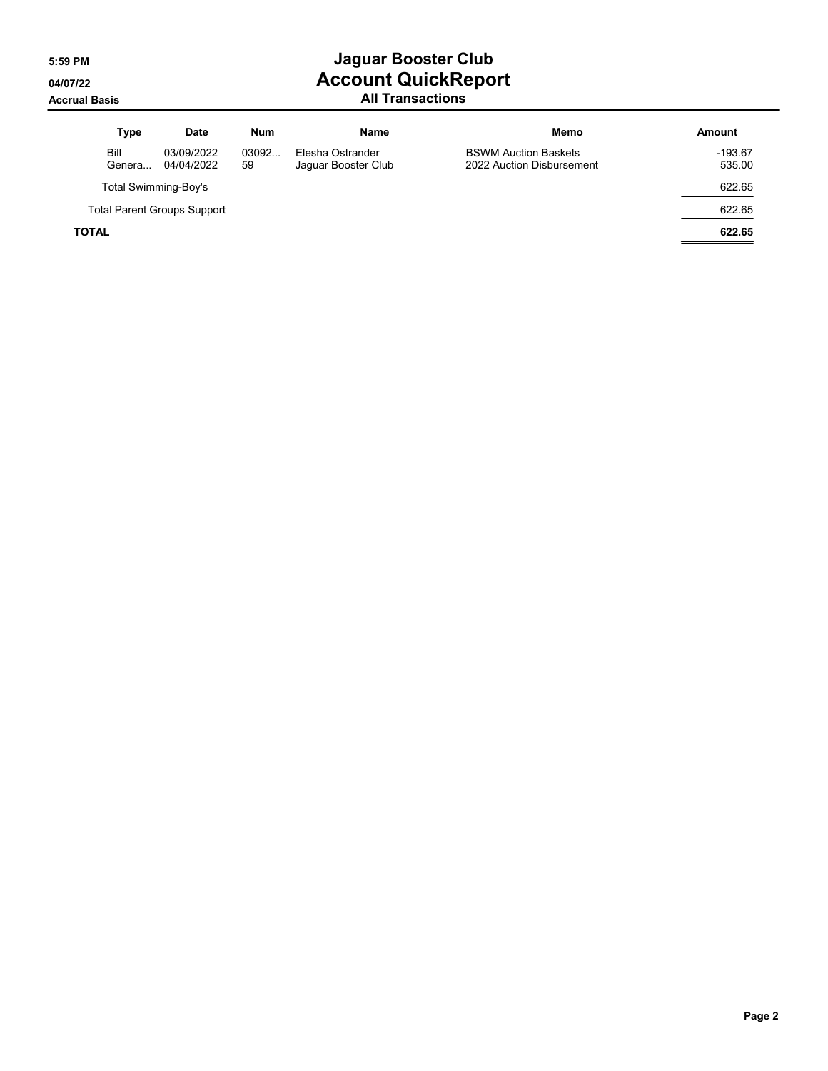# Jaguar Booster Club
## Account QuickReport
### All Transactions

5:59 PM
04/07/22
Accrual Basis

| Type | Date | Num | Name | Memo | Amount |
|---|---|---|---|---|---|
| Bill | 03/09/2022 | 03092... | Elesha Ostrander | BSWM Auction Baskets | -193.67 |
| Genera... | 04/04/2022 | 59 | Jaguar Booster Club | 2022 Auction Disbursement | 535.00 |
| Total Swimming-Boy's | | | | | 622.65 |
| Total Parent Groups Support | | | | | 622.65 |
| **TOTAL** | | | | | **622.65** |